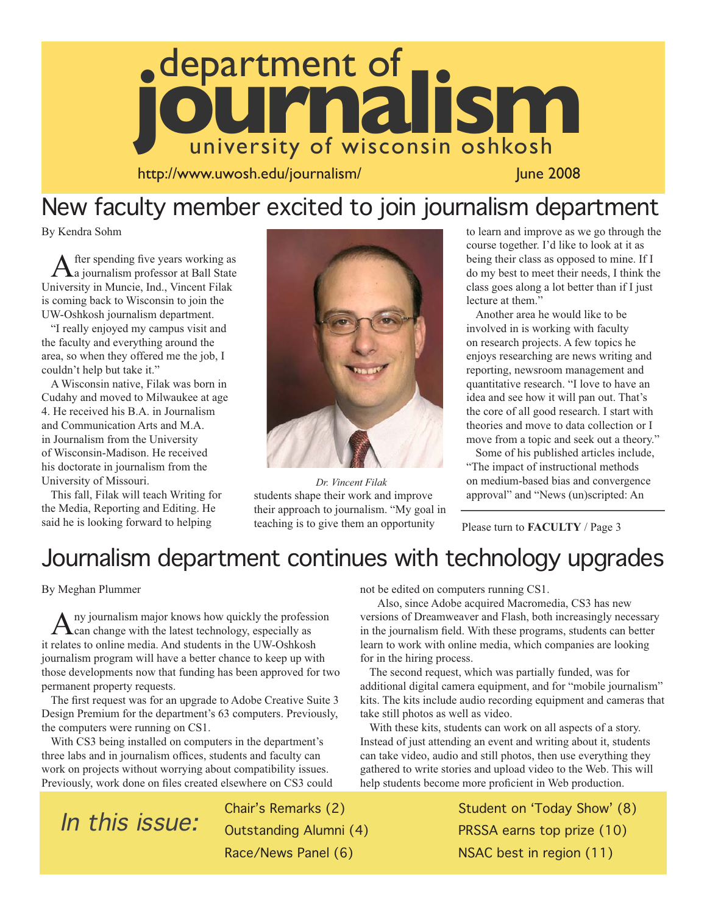# department of journalism

university of wisconsin oshkosh

http://www.uwosh.edu/journalism/ June 2008

## New faculty member excited to join journalism department

By Kendra Sohm

After spending five years working as a journalism professor at Ball State University in Muncie, Ind., Vincent Filak is coming back to Wisconsin to join the UW-Oshkosh journalism department.

"I really enjoyed my campus visit and the faculty and everything around the area, so when they offered me the job, I couldn't help but take it."

A Wisconsin native, Filak was born in Cudahy and moved to Milwaukee at age 4. He received his B.A. in Journalism and Communication Arts and M.A. in Journalism from the University of Wisconsin-Madison. He received his doctorate in journalism from the University of Missouri.

This fall, Filak will teach Writing for the Media, Reporting and Editing. He said he is looking forward to helping students shape their work and improve their approach to journalism. "My goal in teaching is to give them an opportunity to learn and improve as we go through the course together. I'd like to look at it as being their class as opposed to mine. If I do my best to meet their needs, I think the class goes along a lot better than if I just lecture at them."

*Dr. Vincent Filak*

Another area he would like to be involved in is working with faculty on research projects. A few topics he enjoys researching are news writing and reporting, newsroom management and quantitative research. "I love to have an idea and see how it will pan out. That's the core of all good research. I start with theories and move to data collection or I move from a topic and seek out a theory."

Some of his published articles include, "The impact of instructional methods on medium-based bias and convergence approval" and "News (un)scripted: An

Please turn to **FACULTY** / Page 3

## Journalism department continues with technology upgrades

By Meghan Plummer

Any journalism major knows how quickly the profession can change with the latest technology, especially as it relates to online media. And students in the UW-Oshkosh journalism program will have a better chance to keep up with those developments now that funding has been approved for two permanent property requests.

The first request was for an upgrade to Adobe Creative Suite 3 Design Premium for the department's 63 computers. Previously, the computers were running on CS1.

With CS3 being installed on computers in the department's three labs and in journalism offices, students and faculty can work on projects without worrying about compatibility issues. Previously, work done on files created elsewhere on CS3 could not be edited on computers running CS1.

Also, since Adobe acquired Macromedia, CS3 has new versions of Dreamweaver and Flash, both increasingly necessary in the journalism field. With these programs, students can better learn to work with online media, which companies are looking for in the hiring process.

The second request, which was partially funded, was for additional digital camera equipment, and for "mobile journalism" kits. The kits include audio recording equipment and cameras that take still photos as well as video.

With these kits, students can work on all aspects of a story. Instead of just attending an event and writing about it, students can take video, audio and still photos, then use everything they gathered to write stories and upload video to the Web. This will help students become more proficient in Web production.

*In this issue:*

- Chair's Remarks (2)
- Outstanding Alumni (4)
- Race/News Panel (6)
- Student on 'Today Show' (8)
- PRSSA earns top prize (10)
- NSAC best in region (11)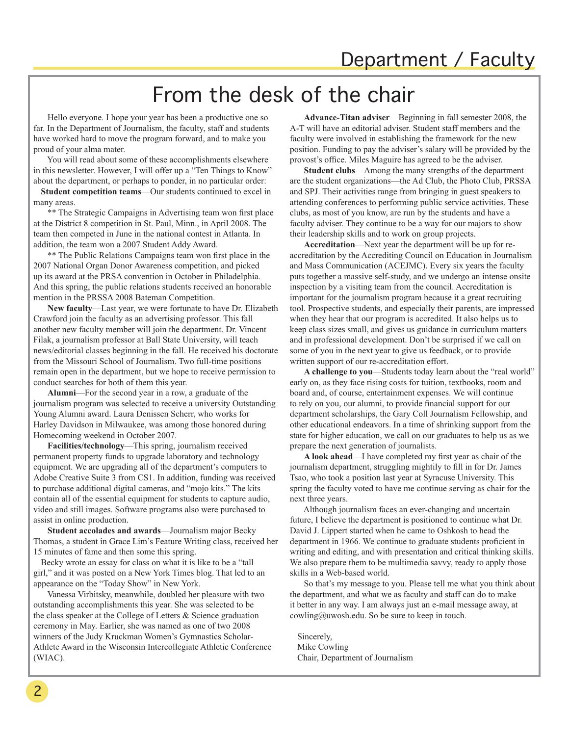# From the desk of the chair

Hello everyone. I hope your year has been a productive one so far. In the Department of Journalism, the faculty, staff and students have worked hard to move the program forward, and to make you proud of your alma mater.

You will read about some of these accomplishments elsewhere in this newsletter. However, I will offer up a "Ten Things to Know" about the department, or perhaps to ponder, in no particular order:

**Student competition teams**—Our students continued to excel in many areas.

** The Strategic Campaigns in Advertising team won first place at the District 8 competition in St. Paul, Minn., in April 2008. The team then competed in June in the national contest in Atlanta. In addition, the team won a 2007 Student Addy Award.

** The Public Relations Campaigns team won first place in the 2007 National Organ Donor Awareness competition, and picked up its award at the PRSA convention in October in Philadelphia. And this spring, the public relations students received an honorable mention in the PRSSA 2008 Bateman Competition.

**New faculty**—Last year, we were fortunate to have Dr. Elizabeth Crawford join the faculty as an advertising professor. This fall another new faculty member will join the department. Dr. Vincent Filak, a journalism professor at Ball State University, will teach news/editorial classes beginning in the fall. He received his doctorate from the Missouri School of Journalism. Two full-time positions remain open in the department, but we hope to receive permission to conduct searches for both of them this year.

**Alumni**—For the second year in a row, a graduate of the journalism program was selected to receive a university Outstanding Young Alumni award. Laura Denissen Scherr, who works for Harley Davidson in Milwaukee, was among those honored during Homecoming weekend in October 2007.

**Facilities/technology**—This spring, journalism received permanent property funds to upgrade laboratory and technology equipment. We are upgrading all of the department's computers to Adobe Creative Suite 3 from CS1. In addition, funding was received to purchase additional digital cameras, and "mojo kits." The kits contain all of the essential equipment for students to capture audio, video and still images. Software programs also were purchased to assist in online production.

**Student accolades and awards**—Journalism major Becky Thomas, a student in Grace Lim's Feature Writing class, received her 15 minutes of fame and then some this spring.

Becky wrote an essay for class on what it is like to be a "tall girl," and it was posted on a New York Times blog. That led to an appearance on the "Today Show" in New York.

Vanessa Virbitsky, meanwhile, doubled her pleasure with two outstanding accomplishments this year. She was selected to be the class speaker at the College of Letters & Science graduation ceremony in May. Earlier, she was named as one of two 2008 winners of the Judy Kruckman Women's Gymnastics Scholar-Athlete Award in the Wisconsin Intercollegiate Athletic Conference (WIAC).

**Advance-Titan adviser**—Beginning in fall semester 2008, the A-T will have an editorial adviser. Student staff members and the faculty were involved in establishing the framework for the new position. Funding to pay the adviser's salary will be provided by the provost's office. Miles Maguire has agreed to be the adviser.

**Student clubs**—Among the many strengths of the department are the student organizations—the Ad Club, the Photo Club, PRSSA and SPJ. Their activities range from bringing in guest speakers to attending conferences to performing public service activities. These clubs, as most of you know, are run by the students and have a faculty adviser. They continue to be a way for our majors to show their leadership skills and to work on group projects.

**Accreditation**—Next year the department will be up for re-accreditation by the Accrediting Council on Education in Journalism and Mass Communication (ACEJMC). Every six years the faculty puts together a massive self-study, and we undergo an intense onsite inspection by a visiting team from the council. Accreditation is important for the journalism program because it a great recruiting tool. Prospective students, and especially their parents, are impressed when they hear that our program is accredited. It also helps us to keep class sizes small, and gives us guidance in curriculum matters and in professional development. Don't be surprised if we call on some of you in the next year to give us feedback, or to provide written support of our re-accreditation effort.

**A challenge to you**—Students today learn about the "real world" early on, as they face rising costs for tuition, textbooks, room and board and, of course, entertainment expenses. We will continue to rely on you, our alumni, to provide financial support for our department scholarships, the Gary Coll Journalism Fellowship, and other educational endeavors. In a time of shrinking support from the state for higher education, we call on our graduates to help us as we prepare the next generation of journalists.

**A look ahead**—I have completed my first year as chair of the journalism department, struggling mightily to fill in for Dr. James Tsao, who took a position last year at Syracuse University. This spring the faculty voted to have me continue serving as chair for the next three years.

Although journalism faces an ever-changing and uncertain future, I believe the department is positioned to continue what Dr. David J. Lippert started when he came to Oshkosh to head the department in 1966. We continue to graduate students proficient in writing and editing, and with presentation and critical thinking skills. We also prepare them to be multimedia savvy, ready to apply those skills in a Web-based world.

So that's my message to you. Please tell me what you think about the department, and what we as faculty and staff can do to make it better in any way. I am always just an e-mail message away, at cowling@uwosh.edu. So be sure to keep in touch.

Sincerely,
Mike Cowling
Chair, Department of Journalism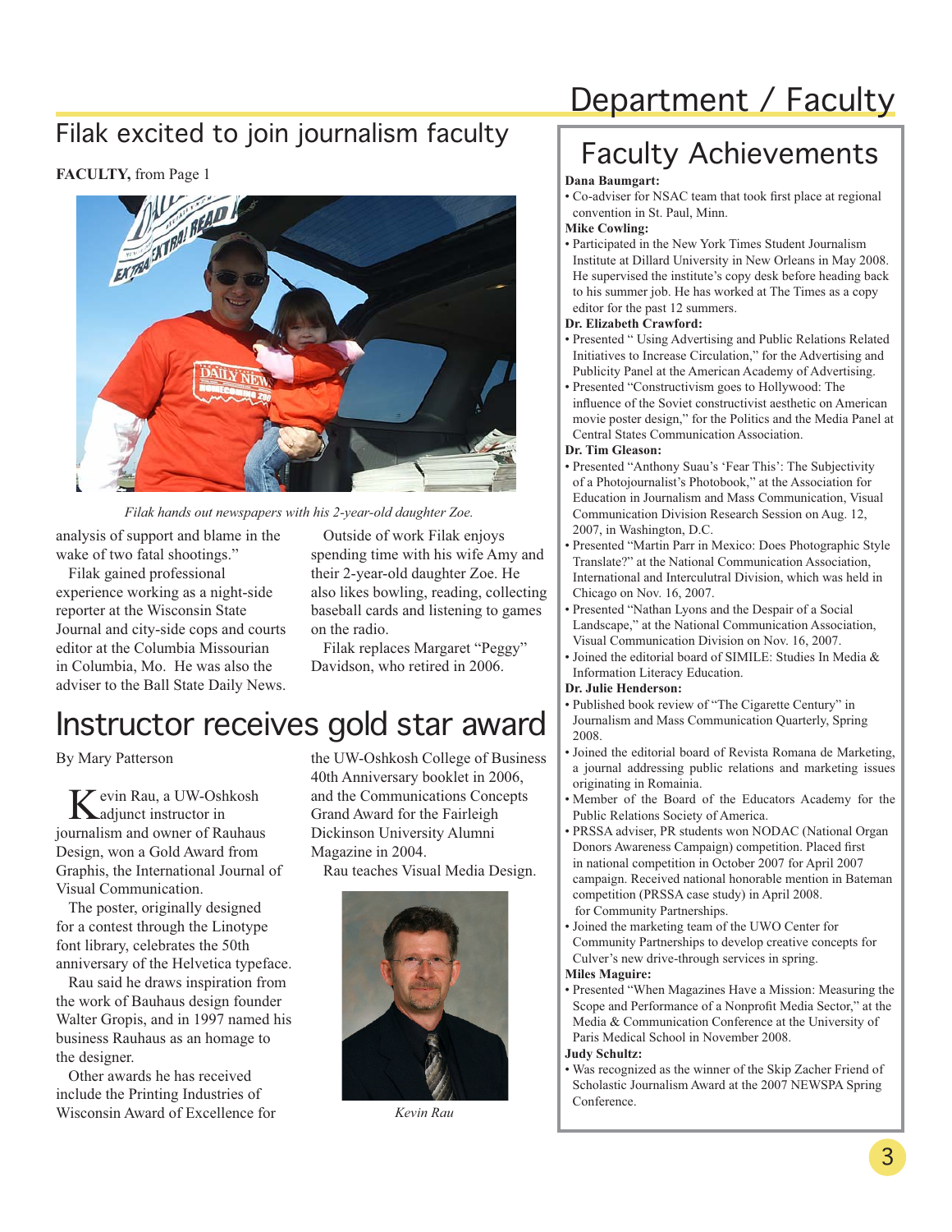## Filak excited to join journalism faculty

**FACULTY,** from Page 1

*Filak hands out newspapers with his 2-year-old daughter Zoe.*

analysis of support and blame in the wake of two fatal shootings."

Filak gained professional experience working as a night-side reporter at the Wisconsin State Journal and city-side cops and courts editor at the Columbia Missourian in Columbia, Mo. He was also the adviser to the Ball State Daily News.

Outside of work Filak enjoys spending time with his wife Amy and their 2-year-old daughter Zoe. He also likes bowling, reading, collecting baseball cards and listening to games on the radio.

Filak replaces Margaret "Peggy" Davidson, who retired in 2006.

## Instructor receives gold star award

By Mary Patterson

Kevin Rau, a UW-Oshkosh adjunct instructor in journalism and owner of Rauhaus Design, won a Gold Award from Graphis, the International Journal of Visual Communication.

The poster, originally designed for a contest through the Linotype font library, celebrates the 50th anniversary of the Helvetica typeface.

Rau said he draws inspiration from the work of Bauhaus design founder Walter Gropis, and in 1997 named his business Rauhaus as an homage to the designer.

Other awards he has received include the Printing Industries of Wisconsin Award of Excellence for the UW-Oshkosh College of Business 40th Anniversary booklet in 2006, and the Communications Concepts Grand Award for the Fairleigh Dickinson University Alumni Magazine in 2004.

Rau teaches Visual Media Design.

*Kevin Rau*

# Department / Faculty

## Faculty Achievements

**Dana Baumgart:**
- Co-adviser for NSAC team that took first place at regional convention in St. Paul, Minn.

**Mike Cowling:**
- Participated in the New York Times Student Journalism Institute at Dillard University in New Orleans in May 2008. He supervised the institute's copy desk before heading back to his summer job. He has worked at The Times as a copy editor for the past 12 summers.

**Dr. Elizabeth Crawford:**
- Presented " Using Advertising and Public Relations Related Initiatives to Increase Circulation," for the Advertising and Publicity Panel at the American Academy of Advertising.
- Presented "Constructivism goes to Hollywood: The influence of the Soviet constructivist aesthetic on American movie poster design," for the Politics and the Media Panel at Central States Communication Association.

**Dr. Tim Gleason:**
- Presented "Anthony Suau's 'Fear This': The Subjectivity of a Photojournalist's Photobook," at the Association for Education in Journalism and Mass Communication, Visual Communication Division Research Session on Aug. 12, 2007, in Washington, D.C.
- Presented "Martin Parr in Mexico: Does Photographic Style Translate?" at the National Communication Association, International and Intercultural Division, which was held in Chicago on Nov. 16, 2007.
- Presented "Nathan Lyons and the Despair of a Social Landscape," at the National Communication Association, Visual Communication Division on Nov. 16, 2007.
- Joined the editorial board of SIMILE: Studies In Media & Information Literacy Education.

**Dr. Julie Henderson:**
- Published book review of "The Cigarette Century" in Journalism and Mass Communication Quarterly, Spring 2008.
- Joined the editorial board of Revista Romana de Marketing, a journal addressing public relations and marketing issues originating in Romainia.
- Member of the Board of the Educators Academy for the Public Relations Society of America.
- PRSSA adviser, PR students won NODAC (National Organ Donors Awareness Campaign) competition. Placed first in national competition in October 2007 for April 2007 campaign. Received national honorable mention in Bateman competition (PRSSA case study) in April 2008. for Community Partnerships.
- Joined the marketing team of the UWO Center for Community Partnerships to develop creative concepts for Culver's new drive-through services in spring.

**Miles Maguire:**
- Presented "When Magazines Have a Mission: Measuring the Scope and Performance of a Nonprofit Media Sector," at the Media & Communication Conference at the University of Paris Medical School in November 2008.

**Judy Schultz:**
- Was recognized as the winner of the Skip Zacher Friend of Scholastic Journalism Award at the 2007 NEWSPA Spring Conference.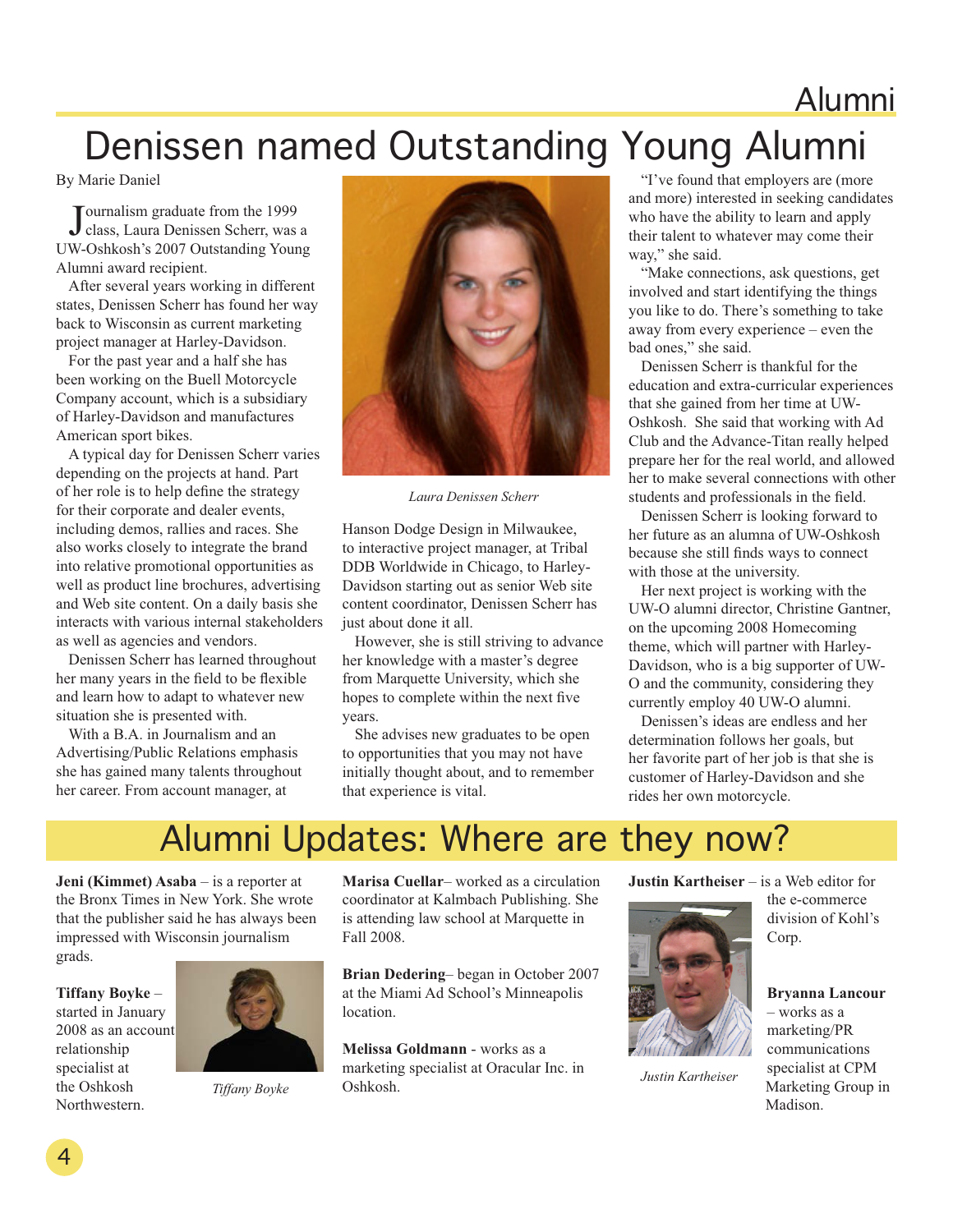# Denissen named Outstanding Young Alumni

By Marie Daniel

Journalism graduate from the 1999 class, Laura Denissen Scherr, was a UW-Oshkosh's 2007 Outstanding Young Alumni award recipient.

After several years working in different states, Denissen Scherr has found her way back to Wisconsin as current marketing project manager at Harley-Davidson.

For the past year and a half she has been working on the Buell Motorcycle Company account, which is a subsidiary of Harley-Davidson and manufactures American sport bikes.

A typical day for Denissen Scherr varies depending on the projects at hand. Part of her role is to help define the strategy for their corporate and dealer events, including demos, rallies and races. She also works closely to integrate the brand into relative promotional opportunities as well as product line brochures, advertising and Web site content. On a daily basis she interacts with various internal stakeholders as well as agencies and vendors.

Denissen Scherr has learned throughout her many years in the field to be flexible and learn how to adapt to whatever new situation she is presented with.

With a B.A. in Journalism and an Advertising/Public Relations emphasis she has gained many talents throughout her career. From account manager, at Hanson Dodge Design in Milwaukee, to interactive project manager, at Tribal DDB Worldwide in Chicago, to Harley-Davidson starting out as senior Web site content coordinator, Denissen Scherr has just about done it all.

*Laura Denissen Scherr*

However, she is still striving to advance her knowledge with a master's degree from Marquette University, which she hopes to complete within the next five years.

She advises new graduates to be open to opportunities that you may not have initially thought about, and to remember that experience is vital.

"I've found that employers are (more and more) interested in seeking candidates who have the ability to learn and apply their talent to whatever may come their way," she said.

"Make connections, ask questions, get involved and start identifying the things you like to do. There's something to take away from every experience – even the bad ones," she said.

Denissen Scherr is thankful for the education and extra-curricular experiences that she gained from her time at UW-Oshkosh. She said that working with Ad Club and the Advance-Titan really helped prepare her for the real world, and allowed her to make several connections with other students and professionals in the field.

Denissen Scherr is looking forward to her future as an alumna of UW-Oshkosh because she still finds ways to connect with those at the university.

Her next project is working with the UW-O alumni director, Christine Gantner, on the upcoming 2008 Homecoming theme, which will partner with Harley-Davidson, who is a big supporter of UW-O and the community, considering they currently employ 40 UW-O alumni.

Denissen's ideas are endless and her determination follows her goals, but her favorite part of her job is that she is customer of Harley-Davidson and she rides her own motorcycle.

# Alumni Updates: Where are they now?

**Jeni (Kimmet) Asaba** – is a reporter at the Bronx Times in New York. She wrote that the publisher said he has always been impressed with Wisconsin journalism grads.

**Tiffany Boyke** – started in January 2008 as an account relationship specialist at the Oshkosh Northwestern.

*Tiffany Boyke*

**Marisa Cuellar**– worked as a circulation coordinator at Kalmbach Publishing. She is attending law school at Marquette in Fall 2008.

**Brian Dedering**– began in October 2007 at the Miami Ad School's Minneapolis location.

**Melissa Goldmann** - works as a marketing specialist at Oracular Inc. in Oshkosh.

**Justin Kartheiser** – is a Web editor for the e-commerce division of Kohl's Corp.

*Justin Kartheiser*

**Bryanna Lancour** – works as a marketing/PR communications specialist at CPM Marketing Group in Madison.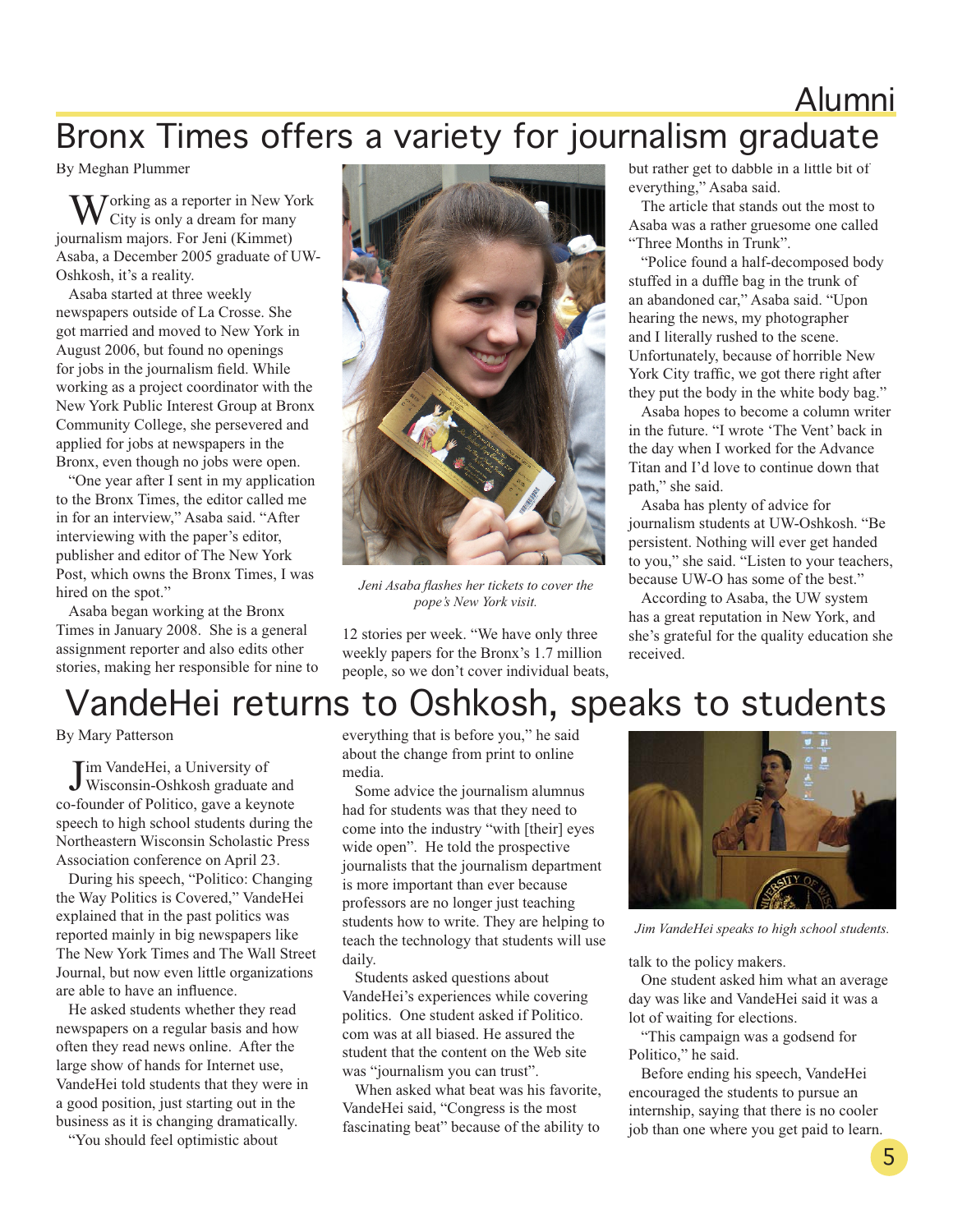# Bronx Times offers a variety for journalism graduate

By Meghan Plummer

Working as a reporter in New York City is only a dream for many journalism majors. For Jeni (Kimmet) Asaba, a December 2005 graduate of UW-Oshkosh, it's a reality.

Asaba started at three weekly newspapers outside of La Crosse. She got married and moved to New York in August 2006, but found no openings for jobs in the journalism field. While working as a project coordinator with the New York Public Interest Group at Bronx Community College, she persevered and applied for jobs at newspapers in the Bronx, even though no jobs were open.

"One year after I sent in my application to the Bronx Times, the editor called me in for an interview," Asaba said. "After interviewing with the paper's editor, publisher and editor of The New York Post, which owns the Bronx Times, I was hired on the spot."

Asaba began working at the Bronx Times in January 2008. She is a general assignment reporter and also edits other stories, making her responsible for nine to 12 stories per week. "We have only three weekly papers for the Bronx's 1.7 million people, so we don't cover individual beats, but rather get to dabble in a little bit of everything," Asaba said.

*Jeni Asaba flashes her tickets to cover the pope's New York visit.*

The article that stands out the most to Asaba was a rather gruesome one called "Three Months in Trunk".

"Police found a half-decomposed body stuffed in a duffle bag in the trunk of an abandoned car," Asaba said. "Upon hearing the news, my photographer and I literally rushed to the scene. Unfortunately, because of horrible New York City traffic, we got there right after they put the body in the white body bag."

Asaba hopes to become a column writer in the future. "I wrote 'The Vent' back in the day when I worked for the Advance Titan and I'd love to continue down that path," she said.

Asaba has plenty of advice for journalism students at UW-Oshkosh. "Be persistent. Nothing will ever get handed to you," she said. "Listen to your teachers, because UW-O has some of the best."

According to Asaba, the UW system has a great reputation in New York, and she's grateful for the quality education she received.

# VandeHei returns to Oshkosh, speaks to students

By Mary Patterson

Jim VandeHei, a University of Wisconsin-Oshkosh graduate and co-founder of Politico, gave a keynote speech to high school students during the Northeastern Wisconsin Scholastic Press Association conference on April 23.

During his speech, "Politico: Changing the Way Politics is Covered," VandeHei explained that in the past politics was reported mainly in big newspapers like The New York Times and The Wall Street Journal, but now even little organizations are able to have an influence.

He asked students whether they read newspapers on a regular basis and how often they read news online. After the large show of hands for Internet use, VandeHei told students that they were in a good position, just starting out in the business as it is changing dramatically.

"You should feel optimistic about everything that is before you," he said about the change from print to online media.

Some advice the journalism alumnus had for students was that they need to come into the industry "with [their] eyes wide open". He told the prospective journalists that the journalism department is more important than ever because professors are no longer just teaching students how to write. They are helping to teach the technology that students will use daily.

Students asked questions about VandeHei's experiences while covering politics. One student asked if Politico.com was at all biased. He assured the student that the content on the Web site was "journalism you can trust".

When asked what beat was his favorite, VandeHei said, "Congress is the most fascinating beat" because of the ability to talk to the policy makers.

*Jim VandeHei speaks to high school students.*

One student asked him what an average day was like and VandeHei said it was a lot of waiting for elections.

"This campaign was a godsend for Politico," he said.

Before ending his speech, VandeHei encouraged the students to pursue an internship, saying that there is no cooler job than one where you get paid to learn.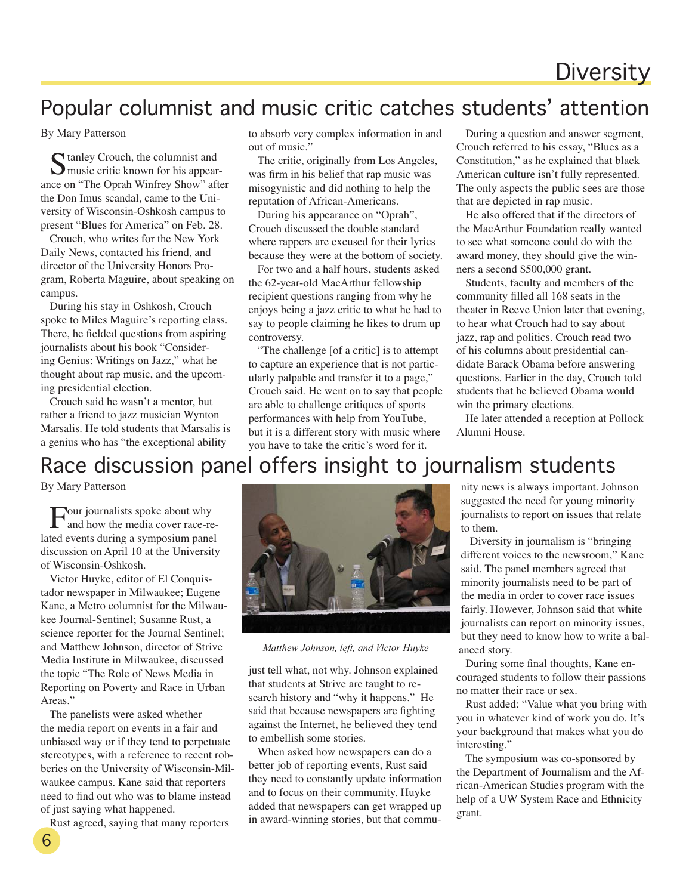## Popular columnist and music critic catches students' attention

By Mary Patterson

Stanley Crouch, the columnist and music critic known for his appearance on "The Oprah Winfrey Show" after the Don Imus scandal, came to the University of Wisconsin-Oshkosh campus to present "Blues for America" on Feb. 28.

Crouch, who writes for the New York Daily News, contacted his friend, and director of the University Honors Program, Roberta Maguire, about speaking on campus.

During his stay in Oshkosh, Crouch spoke to Miles Maguire's reporting class. There, he fielded questions from aspiring journalists about his book "Considering Genius: Writings on Jazz," what he thought about rap music, and the upcoming presidential election.

Crouch said he wasn't a mentor, but rather a friend to jazz musician Wynton Marsalis. He told students that Marsalis is a genius who has "the exceptional ability to absorb very complex information in and out of music."

The critic, originally from Los Angeles, was firm in his belief that rap music was misogynistic and did nothing to help the reputation of African-Americans.

During his appearance on "Oprah", Crouch discussed the double standard where rappers are excused for their lyrics because they were at the bottom of society.

For two and a half hours, students asked the 62-year-old MacArthur fellowship recipient questions ranging from why he enjoys being a jazz critic to what he had to say to people claiming he likes to drum up controversy.

"The challenge [of a critic] is to attempt to capture an experience that is not particularly palpable and transfer it to a page," Crouch said. He went on to say that people are able to challenge critiques of sports performances with help from YouTube, but it is a different story with music where you have to take the critic's word for it.

During a question and answer segment, Crouch referred to his essay, "Blues as a Constitution," as he explained that black American culture isn't fully represented. The only aspects the public sees are those that are depicted in rap music.

He also offered that if the directors of the MacArthur Foundation really wanted to see what someone could do with the award money, they should give the winners a second $500,000 grant.

Students, faculty and members of the community filled all 168 seats in the theater in Reeve Union later that evening, to hear what Crouch had to say about jazz, rap and politics. Crouch read two of his columns about presidential candidate Barack Obama before answering questions. Earlier in the day, Crouch told students that he believed Obama would win the primary elections.

He later attended a reception at Pollock Alumni House.

## Race discussion panel offers insight to journalism students

By Mary Patterson

Four journalists spoke about why and how the media cover race-related events during a symposium panel discussion on April 10 at the University of Wisconsin-Oshkosh.

Victor Huyke, editor of El Conquistador newspaper in Milwaukee; Eugene Kane, a Metro columnist for the Milwaukee Journal-Sentinel; Susanne Rust, a science reporter for the Journal Sentinel; and Matthew Johnson, director of Strive Media Institute in Milwaukee, discussed the topic "The Role of News Media in Reporting on Poverty and Race in Urban Areas."

The panelists were asked whether the media report on events in a fair and unbiased way or if they tend to perpetuate stereotypes, with a reference to recent robberies on the University of Wisconsin-Milwaukee campus. Kane said that reporters need to find out who was to blame instead of just saying what happened.

Rust agreed, saying that many reporters just tell what, not why. Johnson explained that students at Strive are taught to research history and "why it happens." He said that because newspapers are fighting against the Internet, he believed they tend to embellish some stories.

*Matthew Johnson, left, and Victor Huyke*

When asked how newspapers can do a better job of reporting events, Rust said they need to constantly update information and to focus on their community. Huyke added that newspapers can get wrapped up in award-winning stories, but that community news is always important. Johnson suggested the need for young minority journalists to report on issues that relate to them.

Diversity in journalism is "bringing different voices to the newsroom," Kane said. The panel members agreed that minority journalists need to be part of the media in order to cover race issues fairly. However, Johnson said that white journalists can report on minority issues, but they need to know how to write a balanced story.

During some final thoughts, Kane encouraged students to follow their passions no matter their race or sex.

Rust added: "Value what you bring with you in whatever kind of work you do. It's your background that makes what you do interesting."

The symposium was co-sponsored by the Department of Journalism and the African-American Studies program with the help of a UW System Race and Ethnicity grant.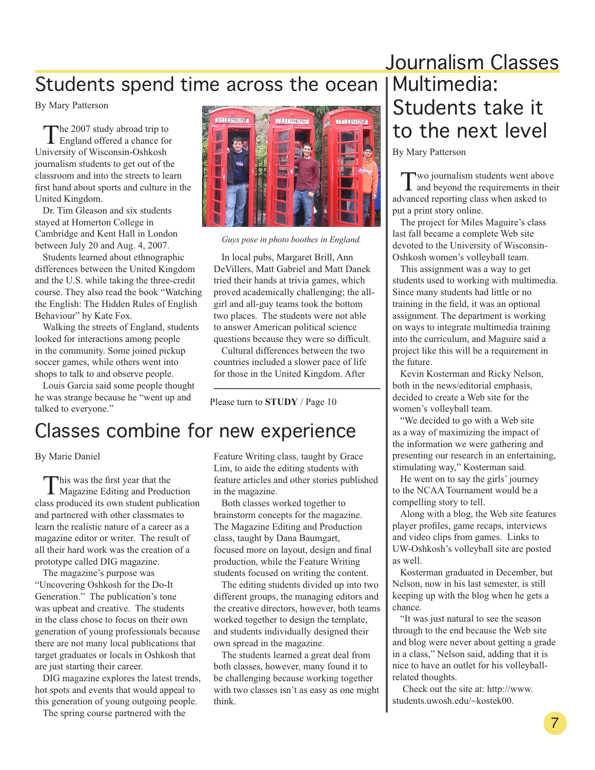# Journalism Classes

## Students spend time across the ocean

By Mary Patterson

The 2007 study abroad trip to England offered a chance for University of Wisconsin-Oshkosh journalism students to get out of the classroom and into the streets to learn first hand about sports and culture in the United Kingdom.

Dr. Tim Gleason and six students stayed at Homerton College in Cambridge and Kent Hall in London between July 20 and Aug. 4, 2007.

Students learned about ethnographic differences between the United Kingdom and the U.S. while taking the three-credit course. They also read the book "Watching the English: The Hidden Rules of English Behaviour" by Kate Fox.

Walking the streets of England, students looked for interactions among people in the community. Some joined pickup soccer games, while others went into shops to talk to and observe people.

Louis Garcia said some people thought he was strange because he "went up and talked to everyone."

*Guys pose in photo boothes in England.*

In local pubs, Margaret Brill, Ann DeVillers, Matt Gabriel and Matt Danek tried their hands at trivia games, which proved academically challenging; the all-girl and all-guy teams took the bottom two places. The students were not able to answer American political science questions because they were so difficult.

Cultural differences between the two countries included a slower pace of life for those in the United Kingdom. After

Please turn to **STUDY** / Page 10

## Classes combine for new experience

By Marie Daniel

This was the first year that the Magazine Editing and Production class produced its own student publication and partnered with other classmates to learn the realistic nature of a career as a magazine editor or writer. The result of all their hard work was the creation of a prototype called DIG magazine.

The magazine's purpose was "Uncovering Oshkosh for the Do-It Generation." The publication's tone was upbeat and creative. The students in the class chose to focus on their own generation of young professionals because there are not many local publications that target graduates or locals in Oshkosh that are just starting their career.

DIG magazine explores the latest trends, hot spots and events that would appeal to this generation of young outgoing people.

The spring course partnered with the Feature Writing class, taught by Grace Lim, to aide the editing students with feature articles and other stories published in the magazine.

Both classes worked together to brainstorm concepts for the magazine. The Magazine Editing and Production class, taught by Dana Baumgart, focused more on layout, design and final production, while the Feature Writing students focused on writing the content.

The editing students divided up into two different groups, the managing editors and the creative directors, however, both teams worked together to design the template, and students individually designed their own spread in the magazine.

The students learned a great deal from both classes, however, many found it to be challenging because working together with two classes isn't as easy as one might think.

## Multimedia: Students take it to the next level

By Mary Patterson

Two journalism students went above and beyond the requirements in their advanced reporting class when asked to put a print story online.

The project for Miles Maguire's class last fall became a complete Web site devoted to the University of Wisconsin-Oshkosh women's volleyball team.

This assignment was a way to get students used to working with multimedia. Since many students had little or no training in the field, it was an optional assignment. The department is working on ways to integrate multimedia training into the curriculum, and Maguire said a project like this will be a requirement in the future.

Kevin Kosterman and Ricky Nelson, both in the news/editorial emphasis, decided to create a Web site for the women's volleyball team.

"We decided to go with a Web site as a way of maximizing the impact of the information we were gathering and presenting our research in an entertaining, stimulating way," Kosterman said.

He went on to say the girls' journey to the NCAA Tournament would be a compelling story to tell.

Along with a blog, the Web site features player profiles, game recaps, interviews and video clips from games. Links to UW-Oshkosh's volleyball site are posted as well.

Kosterman graduated in December, but Nelson, now in his last semester, is still keeping up with the blog when he gets a chance.

"It was just natural to see the season through to the end because the Web site and blog were never about getting a grade in a class," Nelson said, adding that it is nice to have an outlet for his volleyball-related thoughts.

Check out the site at: http://www.students.uwosh.edu/~kostek00.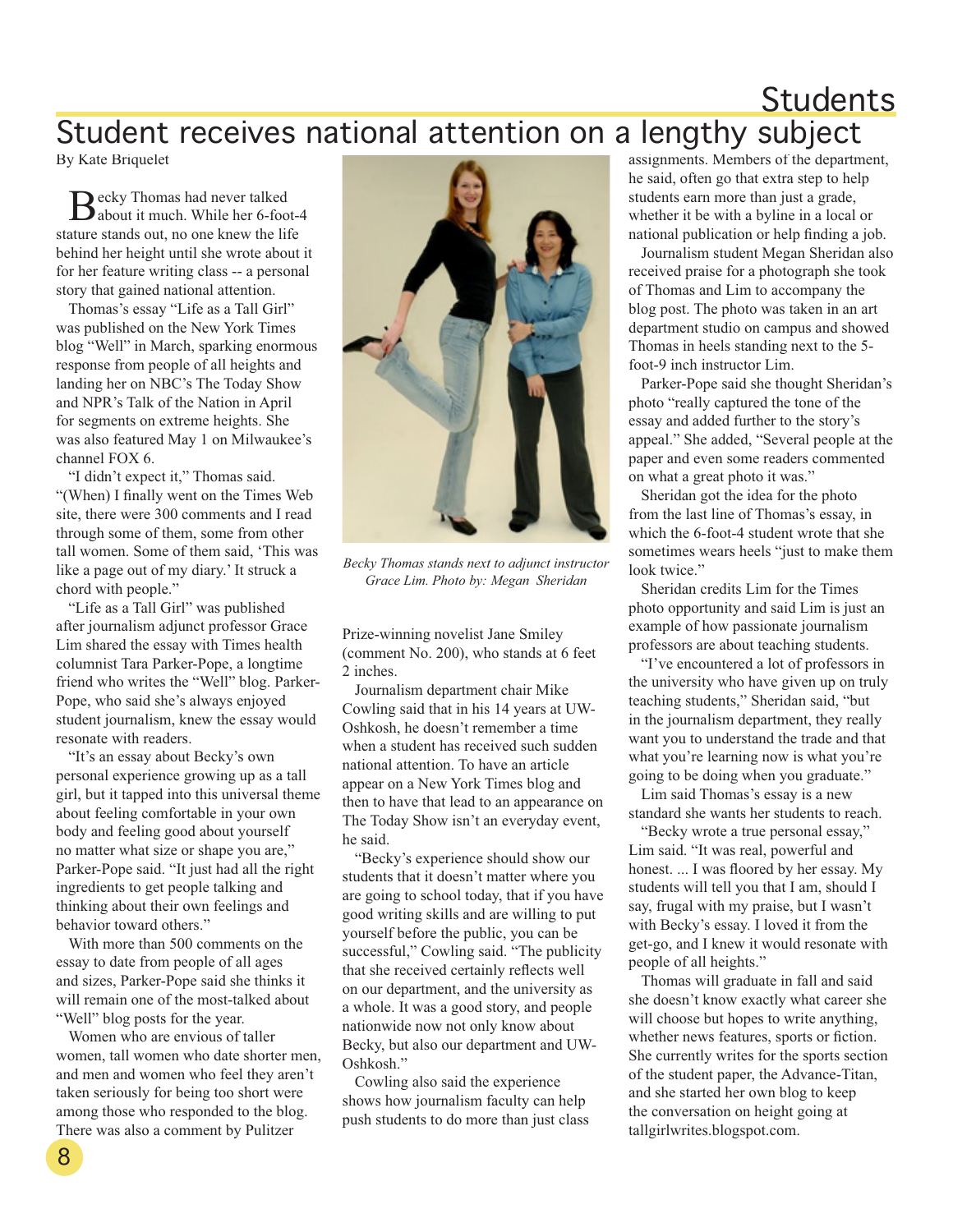# Student receives national attention on a lengthy subject

By Kate Briquelet

Becky Thomas had never talked about it much. While her 6-foot-4 stature stands out, no one knew the life behind her height until she wrote about it for her feature writing class -- a personal story that gained national attention.

Thomas's essay "Life as a Tall Girl" was published on the New York Times blog "Well" in March, sparking enormous response from people of all heights and landing her on NBC's The Today Show and NPR's Talk of the Nation in April for segments on extreme heights. She was also featured May 1 on Milwaukee's channel FOX 6.

"I didn't expect it," Thomas said. "(When) I finally went on the Times Web site, there were 300 comments and I read through some of them, some from other tall women. Some of them said, 'This was like a page out of my diary.' It struck a chord with people."

"Life as a Tall Girl" was published after journalism adjunct professor Grace Lim shared the essay with Times health columnist Tara Parker-Pope, a longtime friend who writes the "Well" blog. Parker-Pope, who said she's always enjoyed student journalism, knew the essay would resonate with readers.

"It's an essay about Becky's own personal experience growing up as a tall girl, but it tapped into this universal theme about feeling comfortable in your own body and feeling good about yourself no matter what size or shape you are," Parker-Pope said. "It just had all the right ingredients to get people talking and thinking about their own feelings and behavior toward others."

With more than 500 comments on the essay to date from people of all ages and sizes, Parker-Pope said she thinks it will remain one of the most-talked about "Well" blog posts for the year.

Women who are envious of taller women, tall women who date shorter men, and men and women who feel they aren't taken seriously for being too short were among those who responded to the blog. There was also a comment by Pulitzer Prize-winning novelist Jane Smiley (comment No. 200), who stands at 6 feet 2 inches.

*Becky Thomas stands next to adjunct instructor Grace Lim. Photo by: Megan Sheridan*

Journalism department chair Mike Cowling said that in his 14 years at UW-Oshkosh, he doesn't remember a time when a student has received such sudden national attention. To have an article appear on a New York Times blog and then to have that lead to an appearance on The Today Show isn't an everyday event, he said.

"Becky's experience should show our students that it doesn't matter where you are going to school today, that if you have good writing skills and are willing to put yourself before the public, you can be successful," Cowling said. "The publicity that she received certainly reflects well on our department, and the university as a whole. It was a good story, and people nationwide now not only know about Becky, but also our department and UW-Oshkosh."

Cowling also said the experience shows how journalism faculty can help push students to do more than just class assignments. Members of the department, he said, often go that extra step to help students earn more than just a grade, whether it be with a byline in a local or national publication or help finding a job.

Journalism student Megan Sheridan also received praise for a photograph she took of Thomas and Lim to accompany the blog post. The photo was taken in an art department studio on campus and showed Thomas in heels standing next to the 5-foot-9 inch instructor Lim.

Parker-Pope said she thought Sheridan's photo "really captured the tone of the essay and added further to the story's appeal." She added, "Several people at the paper and even some readers commented on what a great photo it was."

Sheridan got the idea for the photo from the last line of Thomas's essay, in which the 6-foot-4 student wrote that she sometimes wears heels "just to make them look twice."

Sheridan credits Lim for the Times photo opportunity and said Lim is just an example of how passionate journalism professors are about teaching students.

"I've encountered a lot of professors in the university who have given up on truly teaching students," Sheridan said, "but in the journalism department, they really want you to understand the trade and that what you're learning now is what you're going to be doing when you graduate."

Lim said Thomas's essay is a new standard she wants her students to reach.

"Becky wrote a true personal essay," Lim said. "It was real, powerful and honest. ... I was floored by her essay. My students will tell you that I am, should I say, frugal with my praise, but I wasn't with Becky's essay. I loved it from the get-go, and I knew it would resonate with people of all heights."

Thomas will graduate in fall and said she doesn't know exactly what career she will choose but hopes to write anything, whether news features, sports or fiction. She currently writes for the sports section of the student paper, the Advance-Titan, and she started her own blog to keep the conversation on height going at tallgirlwrites.blogspot.com.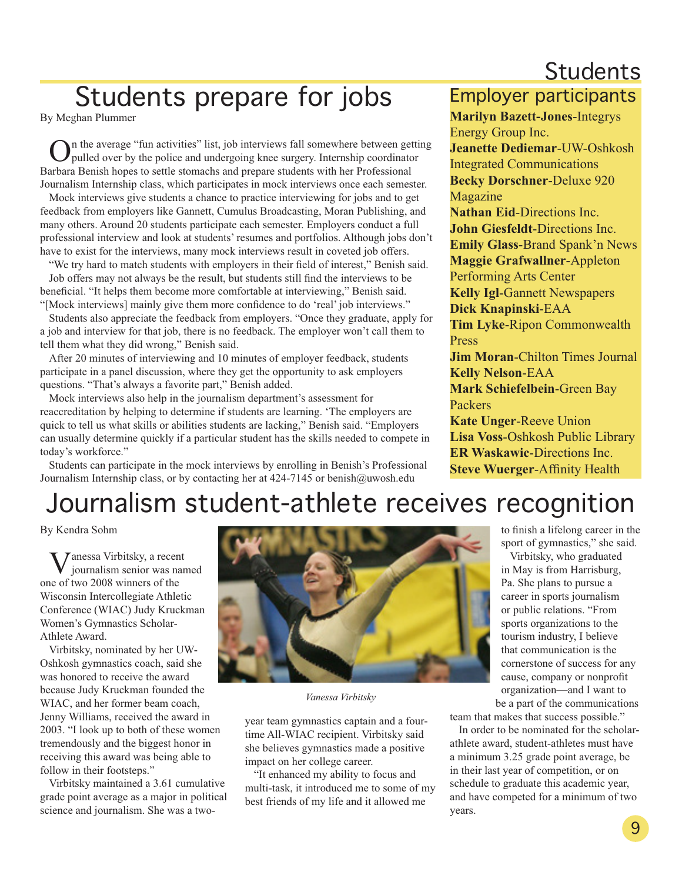# Students prepare for jobs

By Meghan Plummer

On the average "fun activities" list, job interviews fall somewhere between getting pulled over by the police and undergoing knee surgery. Internship coordinator Barbara Benish hopes to settle stomachs and prepare students with her Professional Journalism Internship class, which participates in mock interviews once each semester.

Mock interviews give students a chance to practice interviewing for jobs and to get feedback from employers like Gannett, Cumulus Broadcasting, Moran Publishing, and many others. Around 20 students participate each semester. Employers conduct a full professional interview and look at students' resumes and portfolios. Although jobs don't have to exist for the interviews, many mock interviews result in coveted job offers.

"We try hard to match students with employers in their field of interest," Benish said.

Job offers may not always be the result, but students still find the interviews to be beneficial. "It helps them become more comfortable at interviewing," Benish said. "[Mock interviews] mainly give them more confidence to do 'real' job interviews."

Students also appreciate the feedback from employers. "Once they graduate, apply for a job and interview for that job, there is no feedback. The employer won't call them to tell them what they did wrong," Benish said.

After 20 minutes of interviewing and 10 minutes of employer feedback, students participate in a panel discussion, where they get the opportunity to ask employers questions. "That's always a favorite part," Benish added.

Mock interviews also help in the journalism department's assessment for reaccreditation by helping to determine if students are learning. 'The employers are quick to tell us what skills or abilities students are lacking," Benish said. "Employers can usually determine quickly if a particular student has the skills needed to compete in today's workforce."

Students can participate in the mock interviews by enrolling in Benish's Professional Journalism Internship class, or by contacting her at 424-7145 or benish@uwosh.edu

## Employer participants

**Marilyn Bazett-Jones**-Integrys Energy Group Inc.
**Jeanette Dediemar**-UW-Oshkosh Integrated Communications
**Becky Dorschner**-Deluxe 920 Magazine
**Nathan Eid**-Directions Inc.
**John Giesfeldt**-Directions Inc.
**Emily Glass**-Brand Spank'n News
**Maggie Grafwallner**-Appleton Performing Arts Center
**Kelly Igl**-Gannett Newspapers
**Dick Knapinski**-EAA
**Tim Lyke**-Ripon Commonwealth Press
**Jim Moran**-Chilton Times Journal
**Kelly Nelson**-EAA
**Mark Schiefelbein**-Green Bay Packers
**Kate Unger**-Reeve Union
**Lisa Voss**-Oshkosh Public Library
**ER Waskawic**-Directions Inc.
**Steve Wuerger**-Affinity Health

# Journalism student-athlete receives recognition

By Kendra Sohm

Vanessa Virbitsky, a recent journalism senior was named one of two 2008 winners of the Wisconsin Intercollegiate Athletic Conference (WIAC) Judy Kruckman Women's Gymnastics Scholar-Athlete Award.

Virbitsky, nominated by her UW-Oshkosh gymnastics coach, said she was honored to receive the award because Judy Kruckman founded the WIAC, and her former beam coach, Jenny Williams, received the award in 2003. "I look up to both of these women tremendously and the biggest honor in receiving this award was being able to follow in their footsteps."

Virbitsky maintained a 3.61 cumulative grade point average as a major in political science and journalism. She was a two-year team gymnastics captain and a four-time All-WIAC recipient. Virbitsky said she believes gymnastics made a positive impact on her college career.

*Vanessa Virbitsky*

"It enhanced my ability to focus and multi-task, it introduced me to some of my best friends of my life and it allowed me to finish a lifelong career in the sport of gymnastics," she said.

Virbitsky, who graduated in May is from Harrisburg, Pa. She plans to pursue a career in sports journalism or public relations. "From sports organizations to the tourism industry, I believe that communication is the cornerstone of success for any cause, company or nonprofit organization—and I want to be a part of the communications team that makes that success possible."

In order to be nominated for the scholar-athlete award, student-athletes must have a minimum 3.25 grade point average, be in their last year of competition, or on schedule to graduate this academic year, and have competed for a minimum of two years.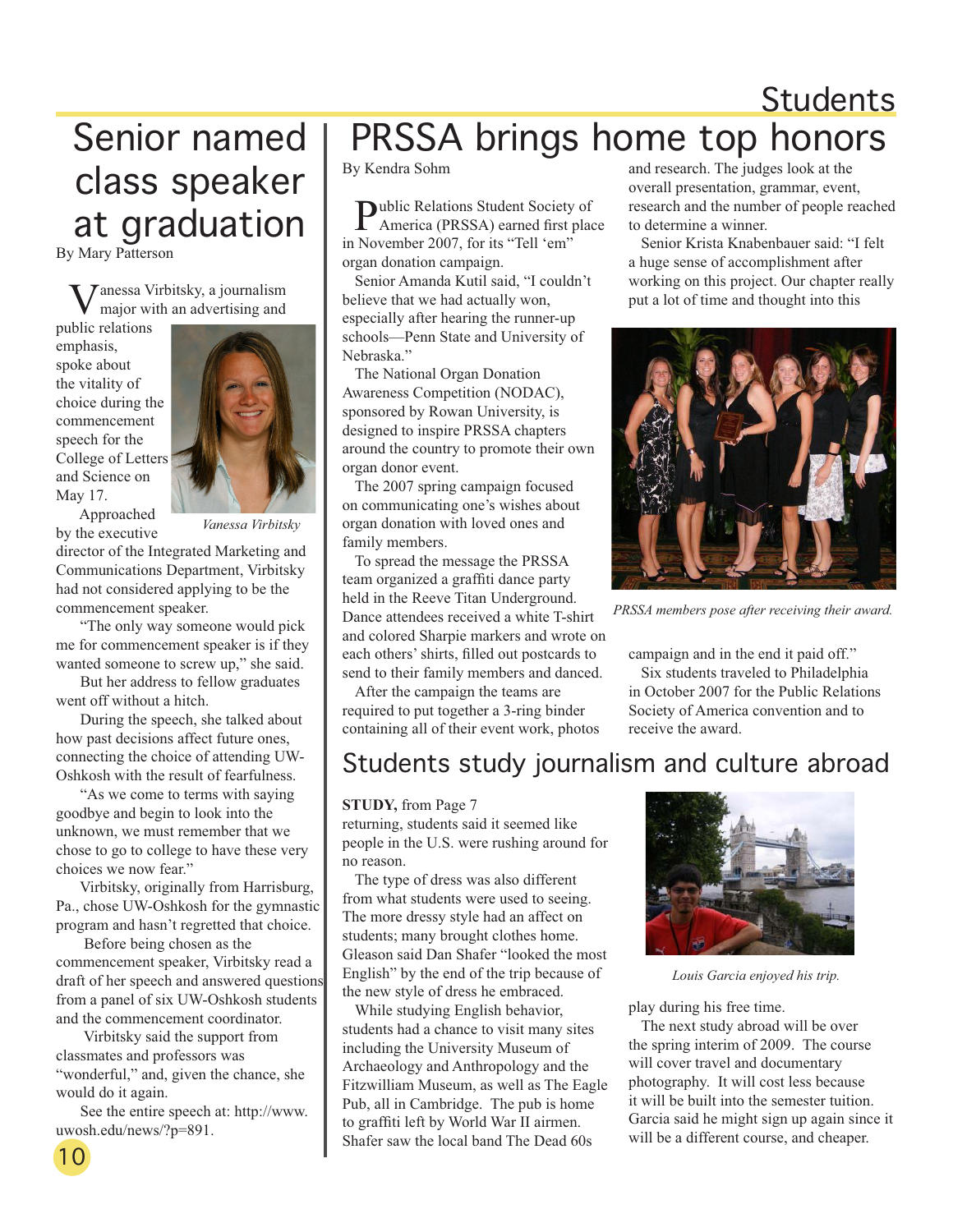# Senior named class speaker at graduation

By Mary Patterson

Vanessa Virbitsky, a journalism major with an advertising and public relations emphasis, spoke about the vitality of choice during the commencement speech for the College of Letters and Science on May 17.

*Vanessa Virbitsky*

Approached by the executive director of the Integrated Marketing and Communications Department, Virbitsky had not considered applying to be the commencement speaker.

"The only way someone would pick me for commencement speaker is if they wanted someone to screw up," she said.

But her address to fellow graduates went off without a hitch.

During the speech, she talked about how past decisions affect future ones, connecting the choice of attending UW-Oshkosh with the result of fearfulness.

"As we come to terms with saying goodbye and begin to look into the unknown, we must remember that we chose to go to college to have these very choices we now fear."

Virbitsky, originally from Harrisburg, Pa., chose UW-Oshkosh for the gymnastic program and hasn't regretted that choice.

Before being chosen as the commencement speaker, Virbitsky read a draft of her speech and answered questions from a panel of six UW-Oshkosh students and the commencement coordinator.

Virbitsky said the support from classmates and professors was "wonderful," and, given the chance, she would do it again.

See the entire speech at: http://www.uwosh.edu/news/?p=891.

# PRSSA brings home top honors

By Kendra Sohm

Public Relations Student Society of America (PRSSA) earned first place in November 2007, for its "Tell 'em" organ donation campaign.

Senior Amanda Kutil said, "I couldn't believe that we had actually won, especially after hearing the runner-up schools—Penn State and University of Nebraska."

The National Organ Donation Awareness Competition (NODAC), sponsored by Rowan University, is designed to inspire PRSSA chapters around the country to promote their own organ donor event.

The 2007 spring campaign focused on communicating one's wishes about organ donation with loved ones and family members.

To spread the message the PRSSA team organized a graffiti dance party held in the Reeve Titan Underground. Dance attendees received a white T-shirt and colored Sharpie markers and wrote on each others' shirts, filled out postcards to send to their family members and danced.

After the campaign the teams are required to put together a 3-ring binder containing all of their event work, photos and research. The judges look at the overall presentation, grammar, event, research and the number of people reached to determine a winner.

Senior Krista Knabenbauer said: "I felt a huge sense of accomplishment after working on this project. Our chapter really put a lot of time and thought into this campaign and in the end it paid off."

*PRSSA members pose after receiving their award.*

Six students traveled to Philadelphia in October 2007 for the Public Relations Society of America convention and to receive the award.

## Students study journalism and culture abroad

**STUDY,** from Page 7

returning, students said it seemed like people in the U.S. were rushing around for no reason.

The type of dress was also different from what students were used to seeing. The more dressy style had an affect on students; many brought clothes home. Gleason said Dan Shafer "looked the most English" by the end of the trip because of the new style of dress he embraced.

While studying English behavior, students had a chance to visit many sites including the University Museum of Archaeology and Anthropology and the Fitzwilliam Museum, as well as The Eagle Pub, all in Cambridge. The pub is home to graffiti left by World War II airmen. Shafer saw the local band The Dead 60s play during his free time.

*Louis Garcia enjoyed his trip.*

The next study abroad will be over the spring interim of 2009. The course will cover travel and documentary photography. It will cost less because it will be built into the semester tuition. Garcia said he might sign up again since it will be a different course, and cheaper.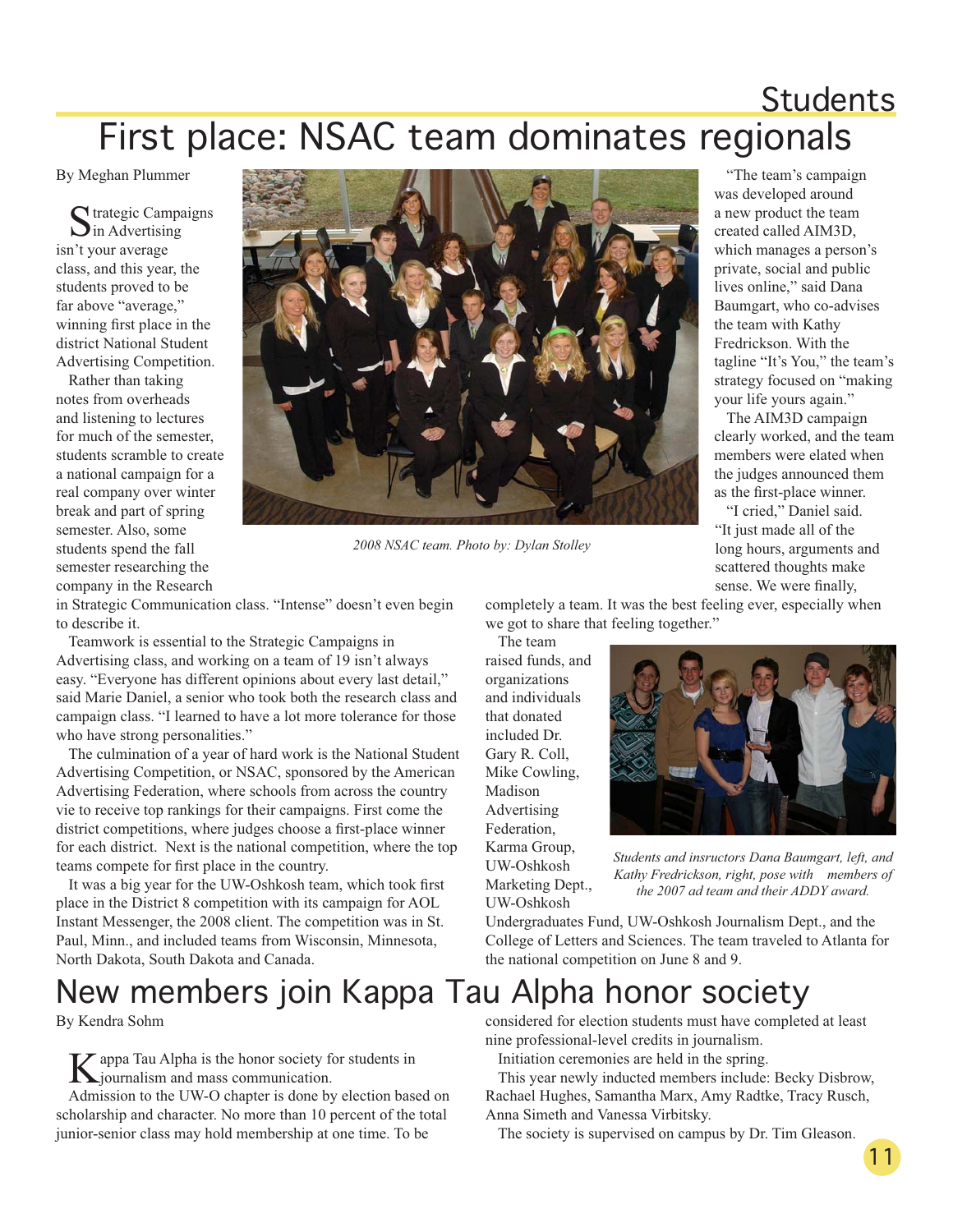Students

# First place: NSAC team dominates regionals

By Meghan Plummer

Strategic Campaigns in Advertising isn't your average class, and this year, the students proved to be far above "average," winning first place in the district National Student Advertising Competition.

Rather than taking notes from overheads and listening to lectures for much of the semester, students scramble to create a national campaign for a real company over winter break and part of spring semester. Also, some students spend the fall semester researching the company in the Research in Strategic Communication class. "Intense" doesn't even begin to describe it.

Teamwork is essential to the Strategic Campaigns in Advertising class, and working on a team of 19 isn't always easy. "Everyone has different opinions about every last detail," said Marie Daniel, a senior who took both the research class and campaign class. "I learned to have a lot more tolerance for those who have strong personalities."

The culmination of a year of hard work is the National Student Advertising Competition, or NSAC, sponsored by the American Advertising Federation, where schools from across the country vie to receive top rankings for their campaigns. First come the district competitions, where judges choose a first-place winner for each district. Next is the national competition, where the top teams compete for first place in the country.

It was a big year for the UW-Oshkosh team, which took first place in the District 8 competition with its campaign for AOL Instant Messenger, the 2008 client. The competition was in St. Paul, Minn., and included teams from Wisconsin, Minnesota, North Dakota, South Dakota and Canada.

*2008 NSAC team. Photo by: Dylan Stolley*

"The team's campaign was developed around a new product the team created called AIM3D, which manages a person's private, social and public lives online," said Dana Baumgart, who co-advises the team with Kathy Fredrickson. With the tagline "It's You," the team's strategy focused on "making your life yours again."

The AIM3D campaign clearly worked, and the team members were elated when the judges announced them as the first-place winner.

"I cried," Daniel said. "It just made all of the long hours, arguments and scattered thoughts make sense. We were finally, completely a team. It was the best feeling ever, especially when we got to share that feeling together."

The team raised funds, and organizations and individuals that donated included Dr. Gary R. Coll, Mike Cowling, Madison Advertising Federation, Karma Group, UW-Oshkosh Marketing Dept., UW-Oshkosh Undergraduates Fund, UW-Oshkosh Journalism Dept., and the College of Letters and Sciences. The team traveled to Atlanta for the national competition on June 8 and 9.

*Students and insructors Dana Baumgart, left, and Kathy Fredrickson, right, pose with members of the 2007 ad team and their ADDY award.*

# New members join Kappa Tau Alpha honor society

By Kendra Sohm

Kappa Tau Alpha is the honor society for students in journalism and mass communication.

Admission to the UW-O chapter is done by election based on scholarship and character. No more than 10 percent of the total junior-senior class may hold membership at one time. To be considered for election students must have completed at least nine professional-level credits in journalism.

Initiation ceremonies are held in the spring.

This year newly inducted members include: Becky Disbrow, Rachael Hughes, Samantha Marx, Amy Radtke, Tracy Rusch, Anna Simeth and Vanessa Virbitsky.

The society is supervised on campus by Dr. Tim Gleason.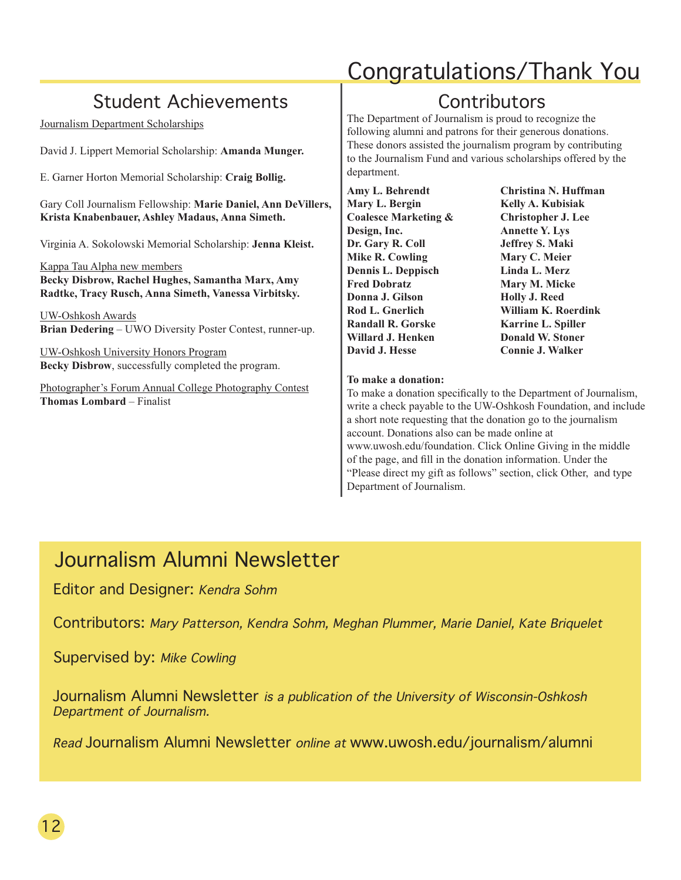# Congratulations/Thank You

## Student Achievements

Journalism Department Scholarships

David J. Lippert Memorial Scholarship: **Amanda Munger.**

E. Garner Horton Memorial Scholarship: **Craig Bollig.**

Gary Coll Journalism Fellowship: **Marie Daniel, Ann DeVillers, Krista Knabenbauer, Ashley Madaus, Anna Simeth.**

Virginia A. Sokolowski Memorial Scholarship: **Jenna Kleist.**

Kappa Tau Alpha new members
**Becky Disbrow, Rachel Hughes, Samantha Marx, Amy Radtke, Tracy Rusch, Anna Simeth, Vanessa Virbitsky.**

UW-Oshkosh Awards
**Brian Dedering** – UWO Diversity Poster Contest, runner-up.

UW-Oshkosh University Honors Program
**Becky Disbrow**, successfully completed the program.

Photographer's Forum Annual College Photography Contest
**Thomas Lombard** – Finalist

## Contributors

The Department of Journalism is proud to recognize the following alumni and patrons for their generous donations. These donors assisted the journalism program by contributing to the Journalism Fund and various scholarships offered by the department.

**Amy L. Behrendt**
**Mary L. Bergin**
**Coalesce Marketing & Design, Inc.**
**Dr. Gary R. Coll**
**Mike R. Cowling**
**Dennis L. Deppisch**
**Fred Dobratz**
**Donna J. Gilson**
**Rod L. Gnerlich**
**Randall R. Gorske**
**Willard J. Henken**
**David J. Hesse**
**Christina N. Huffman**
**Kelly A. Kubisiak**
**Christopher J. Lee**
**Annette Y. Lys**
**Jeffrey S. Maki**
**Mary C. Meier**
**Linda L. Merz**
**Mary M. Micke**
**Holly J. Reed**
**William K. Roerdink**
**Karrine L. Spiller**
**Donald W. Stoner**
**Connie J. Walker**

**To make a donation:**
To make a donation specifically to the Department of Journalism, write a check payable to the UW-Oshkosh Foundation, and include a short note requesting that the donation go to the journalism account. Donations also can be made online at www.uwosh.edu/foundation. Click Online Giving in the middle of the page, and fill in the donation information. Under the "Please direct my gift as follows" section, click Other, and type Department of Journalism.

## Journalism Alumni Newsletter

Editor and Designer: *Kendra Sohm*

Contributors: *Mary Patterson, Kendra Sohm, Meghan Plummer, Marie Daniel, Kate Briquelet*

Supervised by: *Mike Cowling*

Journalism Alumni Newsletter *is a publication of the University of Wisconsin-Oshkosh Department of Journalism.*

*Read* Journalism Alumni Newsletter *online at* www.uwosh.edu/journalism/alumni